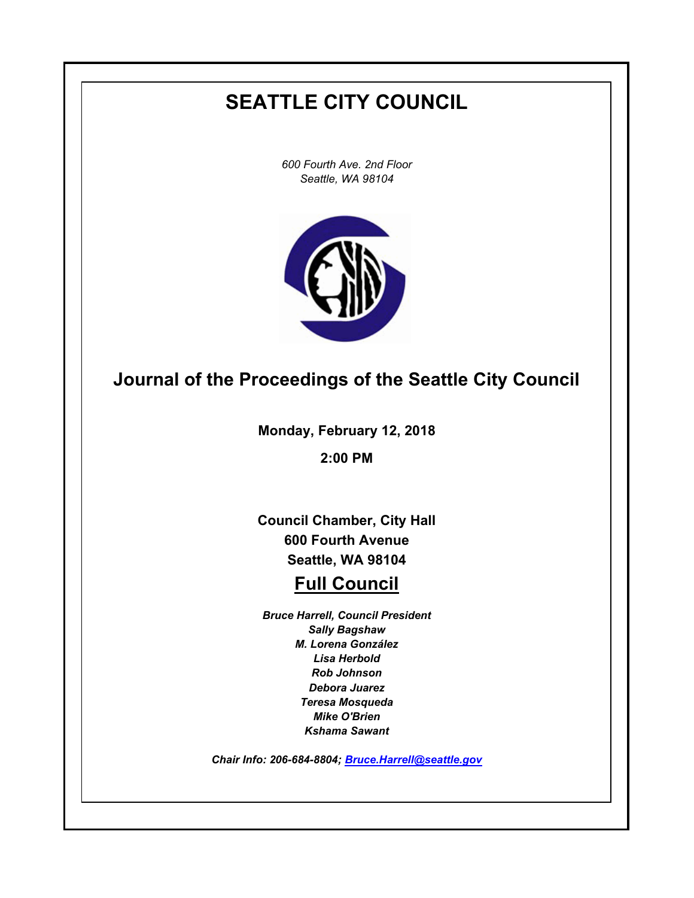# SEATTLE CITY COUNCIL

*600 Fourth Ave. 2nd Floor*
*Seattle, WA 98104*

## Journal of the Proceedings of the Seattle City Council

**Monday, February 12, 2018**

**2:00 PM**

**Council Chamber, City Hall**
**600 Fourth Avenue**
**Seattle, WA 98104**

## Full Council

***Bruce Harrell, Council President***
***Sally Bagshaw***
***M. Lorena González***
***Lisa Herbold***
***Rob Johnson***
***Debora Juarez***
***Teresa Mosqueda***
***Mike O'Brien***
***Kshama Sawant***

***Chair Info: 206-684-8804; Bruce.Harrell@seattle.gov***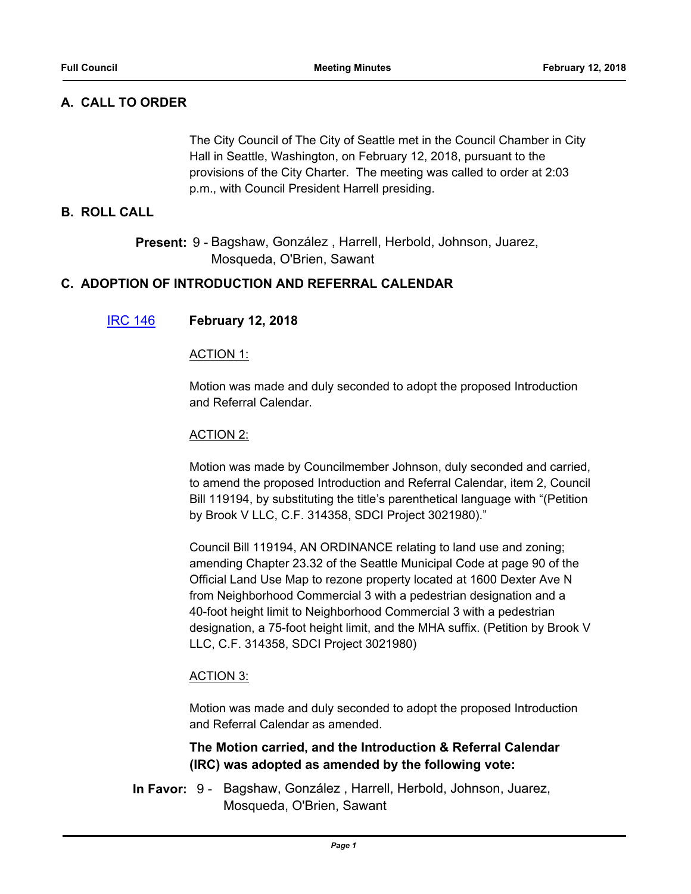## A. CALL TO ORDER

The City Council of The City of Seattle met in the Council Chamber in City Hall in Seattle, Washington, on February 12, 2018, pursuant to the provisions of the City Charter. The meeting was called to order at 2:03 p.m., with Council President Harrell presiding.

## B. ROLL CALL

**Present:** 9 - Bagshaw, González , Harrell, Herbold, Johnson, Juarez, Mosqueda, O'Brien, Sawant

## C. ADOPTION OF INTRODUCTION AND REFERRAL CALENDAR

IRC 146 **February 12, 2018**

ACTION 1:

Motion was made and duly seconded to adopt the proposed Introduction and Referral Calendar.

ACTION 2:

Motion was made by Councilmember Johnson, duly seconded and carried, to amend the proposed Introduction and Referral Calendar, item 2, Council Bill 119194, by substituting the title's parenthetical language with "(Petition by Brook V LLC, C.F. 314358, SDCI Project 3021980)."

Council Bill 119194, AN ORDINANCE relating to land use and zoning; amending Chapter 23.32 of the Seattle Municipal Code at page 90 of the Official Land Use Map to rezone property located at 1600 Dexter Ave N from Neighborhood Commercial 3 with a pedestrian designation and a 40-foot height limit to Neighborhood Commercial 3 with a pedestrian designation, a 75-foot height limit, and the MHA suffix. (Petition by Brook V LLC, C.F. 314358, SDCI Project 3021980)

ACTION 3:

Motion was made and duly seconded to adopt the proposed Introduction and Referral Calendar as amended.

**The Motion carried, and the Introduction & Referral Calendar (IRC) was adopted as amended by the following vote:**

**In Favor:** 9 - Bagshaw, González , Harrell, Herbold, Johnson, Juarez, Mosqueda, O'Brien, Sawant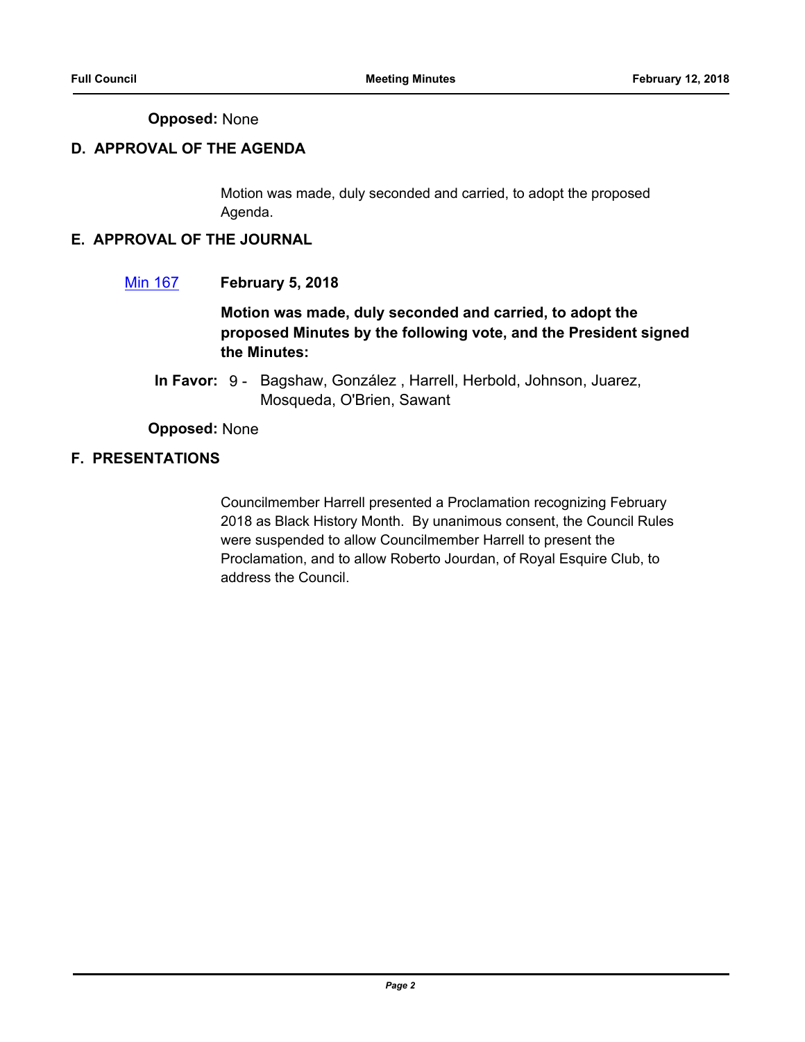**Opposed:** None

## D. APPROVAL OF THE AGENDA

Motion was made, duly seconded and carried, to adopt the proposed Agenda.

## E. APPROVAL OF THE JOURNAL

Min 167 **February 5, 2018**

**Motion was made, duly seconded and carried, to adopt the proposed Minutes by the following vote, and the President signed the Minutes:**

**In Favor:** 9 - Bagshaw, González , Harrell, Herbold, Johnson, Juarez, Mosqueda, O'Brien, Sawant

**Opposed:** None

## F. PRESENTATIONS

Councilmember Harrell presented a Proclamation recognizing February 2018 as Black History Month. By unanimous consent, the Council Rules were suspended to allow Councilmember Harrell to present the Proclamation, and to allow Roberto Jourdan, of Royal Esquire Club, to address the Council.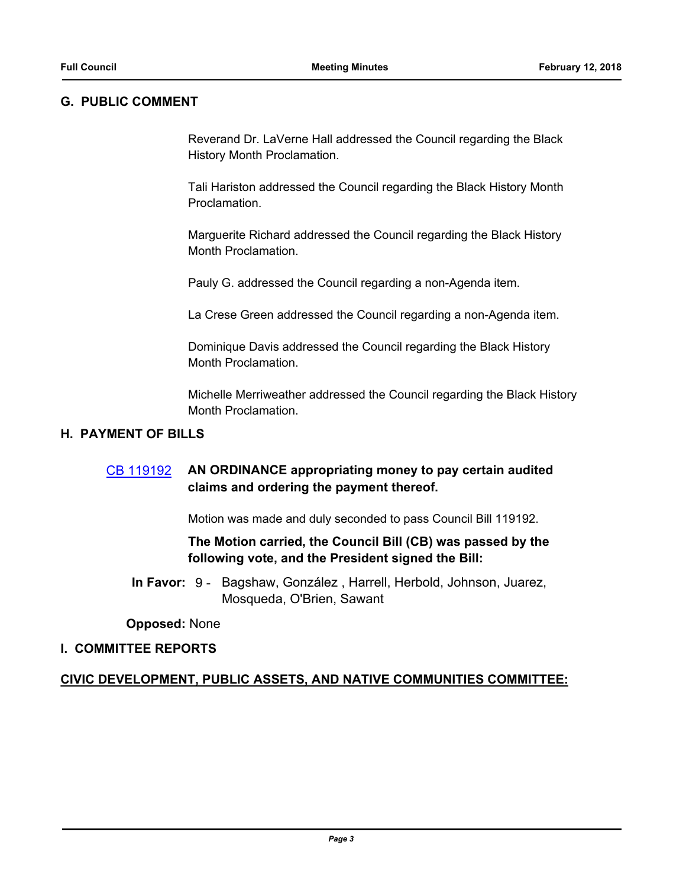## G. PUBLIC COMMENT

Reverend Dr. LaVerne Hall addressed the Council regarding the Black History Month Proclamation.

Tali Hariston addressed the Council regarding the Black History Month Proclamation.

Marguerite Richard addressed the Council regarding the Black History Month Proclamation.

Pauly G. addressed the Council regarding a non-Agenda item.

La Crese Green addressed the Council regarding a non-Agenda item.

Dominique Davis addressed the Council regarding the Black History Month Proclamation.

Michelle Merriweather addressed the Council regarding the Black History Month Proclamation.

## H. PAYMENT OF BILLS

CB 119192 **AN ORDINANCE appropriating money to pay certain audited claims and ordering the payment thereof.**

Motion was made and duly seconded to pass Council Bill 119192.

**The Motion carried, the Council Bill (CB) was passed by the following vote, and the President signed the Bill:**

**In Favor:** 9 - Bagshaw, González , Harrell, Herbold, Johnson, Juarez, Mosqueda, O'Brien, Sawant

**Opposed:** None

## I. COMMITTEE REPORTS

**CIVIC DEVELOPMENT, PUBLIC ASSETS, AND NATIVE COMMUNITIES COMMITTEE:**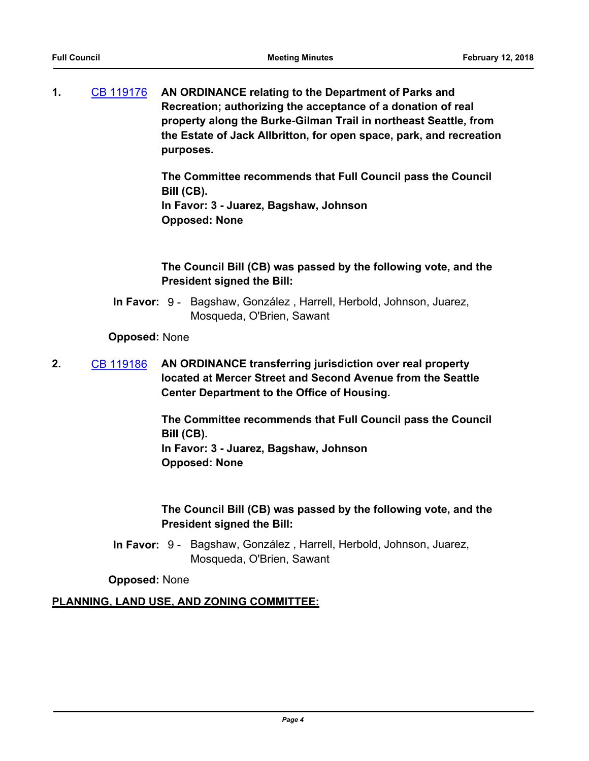1. [CB 119176] **AN ORDINANCE relating to the Department of Parks and Recreation; authorizing the acceptance of a donation of real property along the Burke-Gilman Trail in northeast Seattle, from the Estate of Jack Allbritton, for open space, park, and recreation purposes.**

   **The Committee recommends that Full Council pass the Council Bill (CB).**
   **In Favor: 3 - Juarez, Bagshaw, Johnson**
   **Opposed: None**

   **The Council Bill (CB) was passed by the following vote, and the President signed the Bill:**

   **In Favor:** 9 - Bagshaw, González , Harrell, Herbold, Johnson, Juarez, Mosqueda, O'Brien, Sawant

   **Opposed:** None

2. [CB 119186] **AN ORDINANCE transferring jurisdiction over real property located at Mercer Street and Second Avenue from the Seattle Center Department to the Office of Housing.**

   **The Committee recommends that Full Council pass the Council Bill (CB).**
   **In Favor: 3 - Juarez, Bagshaw, Johnson**
   **Opposed: None**

   **The Council Bill (CB) was passed by the following vote, and the President signed the Bill:**

   **In Favor:** 9 - Bagshaw, González , Harrell, Herbold, Johnson, Juarez, Mosqueda, O'Brien, Sawant

   **Opposed:** None

**PLANNING, LAND USE, AND ZONING COMMITTEE:**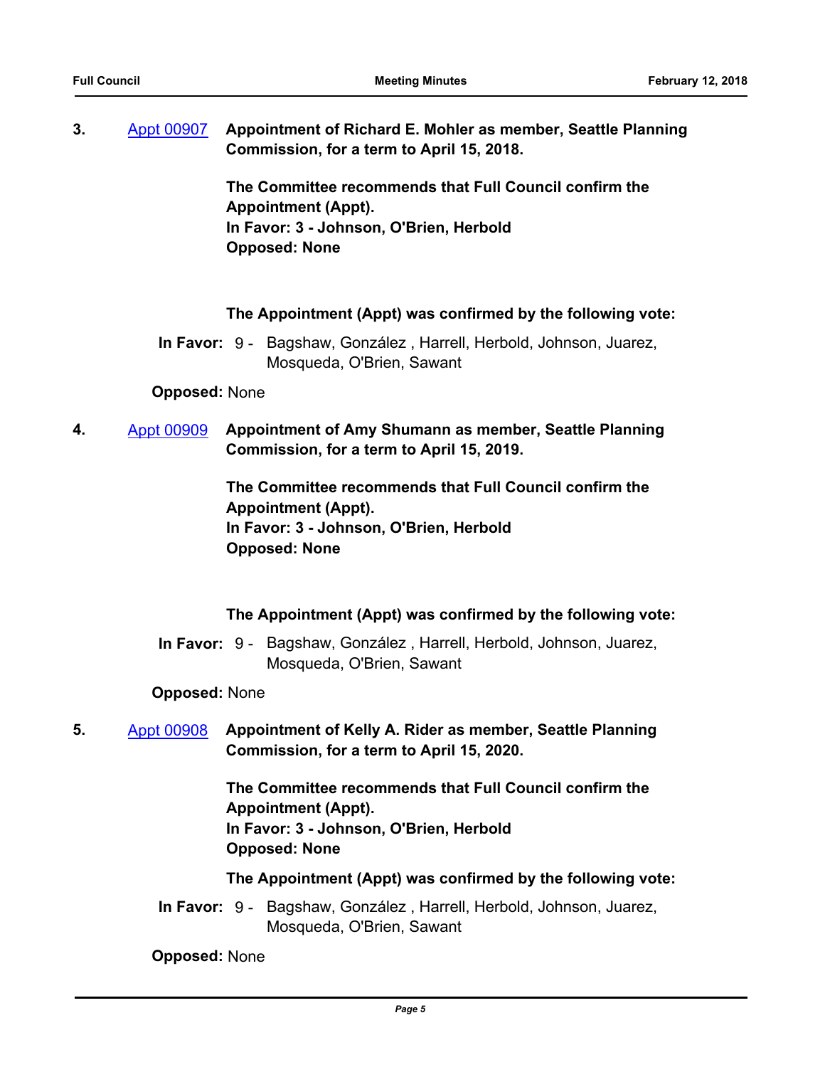3. [Appt 00907](#) **Appointment of Richard E. Mohler as member, Seattle Planning Commission, for a term to April 15, 2018.**

**The Committee recommends that Full Council confirm the Appointment (Appt).**
**In Favor: 3 - Johnson, O'Brien, Herbold**
**Opposed: None**

**The Appointment (Appt) was confirmed by the following vote:**

**In Favor:** 9 - Bagshaw, González , Harrell, Herbold, Johnson, Juarez, Mosqueda, O'Brien, Sawant

**Opposed:** None

4. [Appt 00909](#) **Appointment of Amy Shumann as member, Seattle Planning Commission, for a term to April 15, 2019.**

**The Committee recommends that Full Council confirm the Appointment (Appt).**
**In Favor: 3 - Johnson, O'Brien, Herbold**
**Opposed: None**

**The Appointment (Appt) was confirmed by the following vote:**

**In Favor:** 9 - Bagshaw, González , Harrell, Herbold, Johnson, Juarez, Mosqueda, O'Brien, Sawant

**Opposed:** None

5. [Appt 00908](#) **Appointment of Kelly A. Rider as member, Seattle Planning Commission, for a term to April 15, 2020.**

**The Committee recommends that Full Council confirm the Appointment (Appt).**
**In Favor: 3 - Johnson, O'Brien, Herbold**
**Opposed: None**

**The Appointment (Appt) was confirmed by the following vote:**

**In Favor:** 9 - Bagshaw, González , Harrell, Herbold, Johnson, Juarez, Mosqueda, O'Brien, Sawant

**Opposed:** None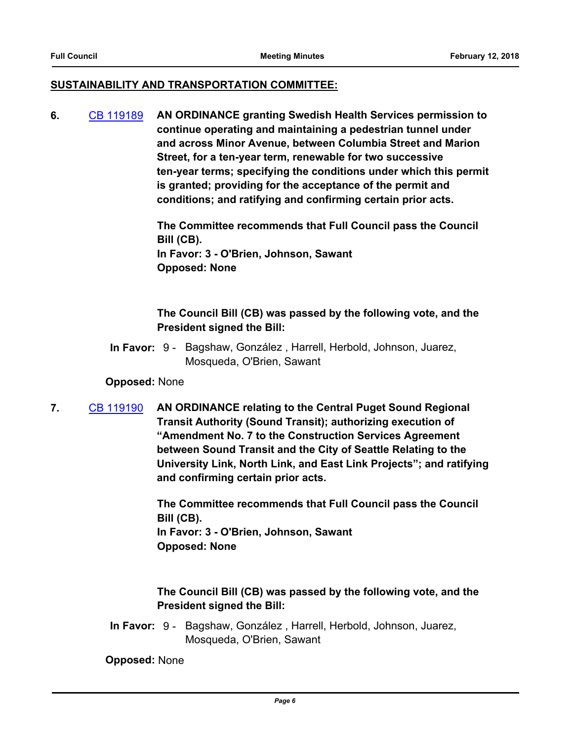## SUSTAINABILITY AND TRANSPORTATION COMMITTEE:

**6.** CB 119189 **AN ORDINANCE granting Swedish Health Services permission to continue operating and maintaining a pedestrian tunnel under and across Minor Avenue, between Columbia Street and Marion Street, for a ten-year term, renewable for two successive ten-year terms; specifying the conditions under which this permit is granted; providing for the acceptance of the permit and conditions; and ratifying and confirming certain prior acts.**

**The Committee recommends that Full Council pass the Council Bill (CB).**
**In Favor: 3 - O'Brien, Johnson, Sawant**
**Opposed: None**

**The Council Bill (CB) was passed by the following vote, and the President signed the Bill:**

**In Favor:** 9 - Bagshaw, González , Harrell, Herbold, Johnson, Juarez, Mosqueda, O'Brien, Sawant

**Opposed:** None

**7.** CB 119190 **AN ORDINANCE relating to the Central Puget Sound Regional Transit Authority (Sound Transit); authorizing execution of "Amendment No. 7 to the Construction Services Agreement between Sound Transit and the City of Seattle Relating to the University Link, North Link, and East Link Projects"; and ratifying and confirming certain prior acts.**

**The Committee recommends that Full Council pass the Council Bill (CB).**
**In Favor: 3 - O'Brien, Johnson, Sawant**
**Opposed: None**

**The Council Bill (CB) was passed by the following vote, and the President signed the Bill:**

**In Favor:** 9 - Bagshaw, González , Harrell, Herbold, Johnson, Juarez, Mosqueda, O'Brien, Sawant

**Opposed:** None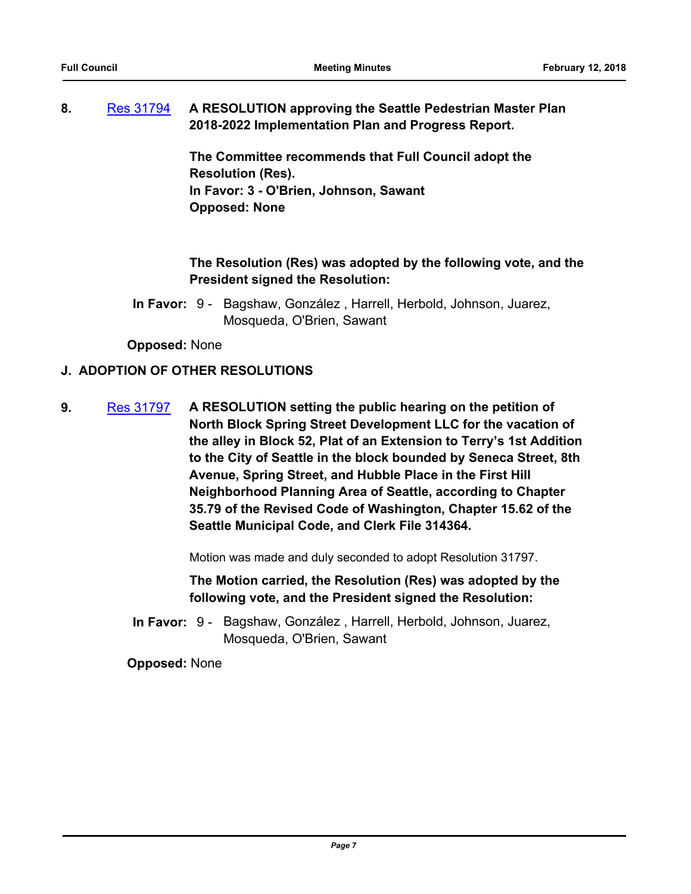**8.** Res 31794 **A RESOLUTION approving the Seattle Pedestrian Master Plan 2018-2022 Implementation Plan and Progress Report.**

**The Committee recommends that Full Council adopt the Resolution (Res).**
**In Favor: 3 - O'Brien, Johnson, Sawant**
**Opposed: None**

**The Resolution (Res) was adopted by the following vote, and the President signed the Resolution:**

**In Favor:** 9 - Bagshaw, González , Harrell, Herbold, Johnson, Juarez, Mosqueda, O'Brien, Sawant

**Opposed:** None

## J. ADOPTION OF OTHER RESOLUTIONS

**9.** Res 31797 **A RESOLUTION setting the public hearing on the petition of North Block Spring Street Development LLC for the vacation of the alley in Block 52, Plat of an Extension to Terry's 1st Addition to the City of Seattle in the block bounded by Seneca Street, 8th Avenue, Spring Street, and Hubble Place in the First Hill Neighborhood Planning Area of Seattle, according to Chapter 35.79 of the Revised Code of Washington, Chapter 15.62 of the Seattle Municipal Code, and Clerk File 314364.**

Motion was made and duly seconded to adopt Resolution 31797.

**The Motion carried, the Resolution (Res) was adopted by the following vote, and the President signed the Resolution:**

**In Favor:** 9 - Bagshaw, González , Harrell, Herbold, Johnson, Juarez, Mosqueda, O'Brien, Sawant

**Opposed:** None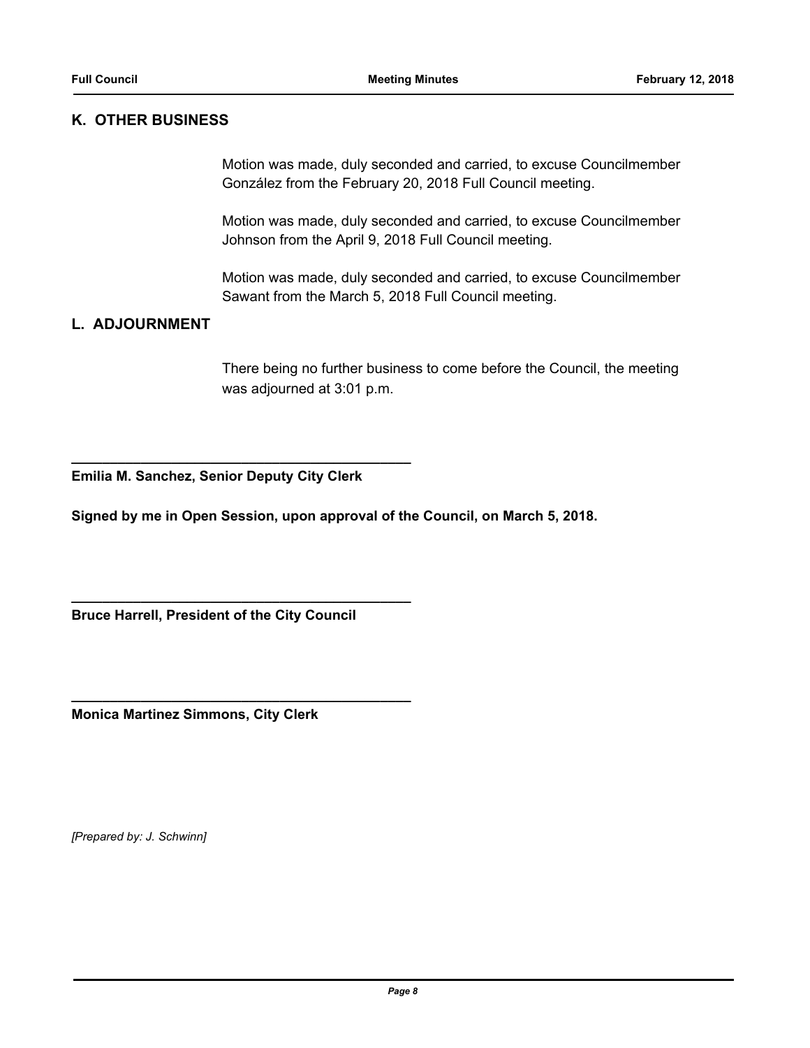## K. OTHER BUSINESS

Motion was made, duly seconded and carried, to excuse Councilmember González from the February 20, 2018 Full Council meeting.

Motion was made, duly seconded and carried, to excuse Councilmember Johnson from the April 9, 2018 Full Council meeting.

Motion was made, duly seconded and carried, to excuse Councilmember Sawant from the March 5, 2018 Full Council meeting.

## L. ADJOURNMENT

There being no further business to come before the Council, the meeting was adjourned at 3:01 p.m.

\_\_\_\_\_\_\_\_\_\_\_\_\_\_\_\_\_\_\_\_\_\_\_\_\_\_\_\_\_\_\_\_\_\_\_\_\_\_\_\_\_\_\_\_

**Emilia M. Sanchez, Senior Deputy City Clerk**

**Signed by me in Open Session, upon approval of the Council, on March 5, 2018.**

\_\_\_\_\_\_\_\_\_\_\_\_\_\_\_\_\_\_\_\_\_\_\_\_\_\_\_\_\_\_\_\_\_\_\_\_\_\_\_\_\_\_\_\_

**Bruce Harrell, President of the City Council**

\_\_\_\_\_\_\_\_\_\_\_\_\_\_\_\_\_\_\_\_\_\_\_\_\_\_\_\_\_\_\_\_\_\_\_\_\_\_\_\_\_\_\_\_

**Monica Martinez Simmons, City Clerk**

*[Prepared by: J. Schwinn]*